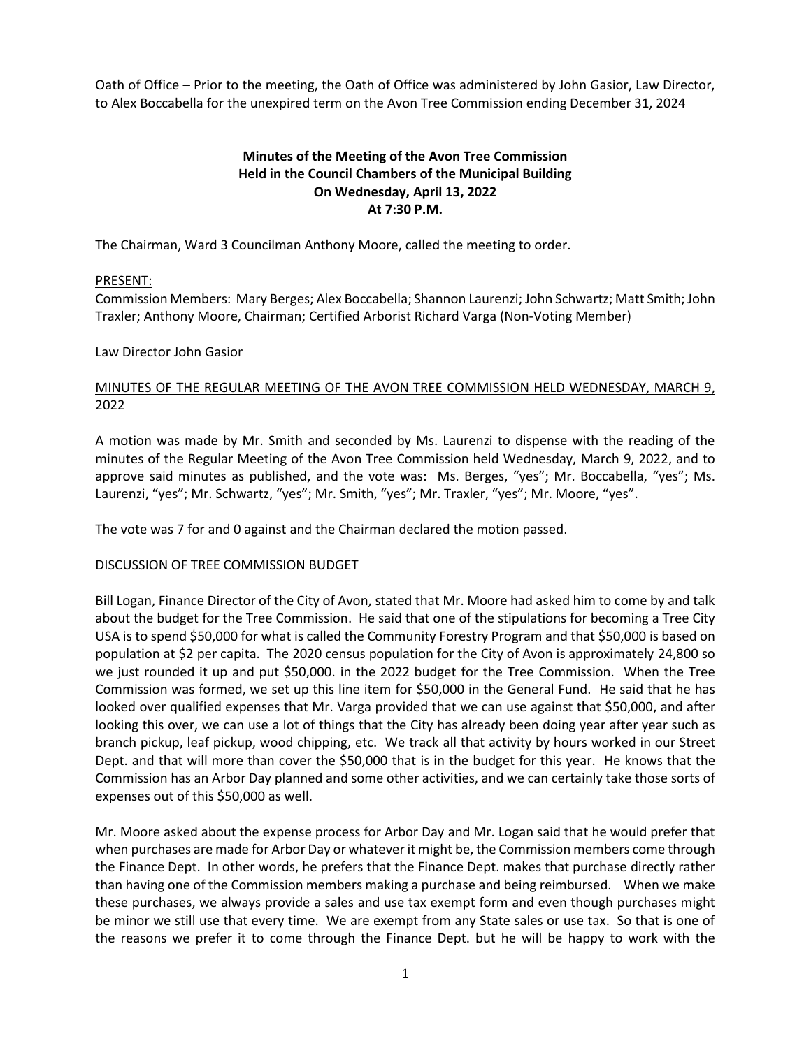Oath of Office – Prior to the meeting, the Oath of Office was administered by John Gasior, Law Director, to Alex Boccabella for the unexpired term on the Avon Tree Commission ending December 31, 2024

**Minutes of the Meeting of the Avon Tree Commission**
**Held in the Council Chambers of the Municipal Building**
**On Wednesday, April 13, 2022**
**At 7:30 P.M.**

The Chairman, Ward 3 Councilman Anthony Moore, called the meeting to order.

PRESENT:

Commission Members: Mary Berges; Alex Boccabella; Shannon Laurenzi; John Schwartz; Matt Smith; John Traxler; Anthony Moore, Chairman; Certified Arborist Richard Varga (Non-Voting Member)

Law Director John Gasior

MINUTES OF THE REGULAR MEETING OF THE AVON TREE COMMISSION HELD WEDNESDAY, MARCH 9, 2022

A motion was made by Mr. Smith and seconded by Ms. Laurenzi to dispense with the reading of the minutes of the Regular Meeting of the Avon Tree Commission held Wednesday, March 9, 2022, and to approve said minutes as published, and the vote was: Ms. Berges, "yes"; Mr. Boccabella, "yes"; Ms. Laurenzi, "yes"; Mr. Schwartz, "yes"; Mr. Smith, "yes"; Mr. Traxler, "yes"; Mr. Moore, "yes".

The vote was 7 for and 0 against and the Chairman declared the motion passed.

DISCUSSION OF TREE COMMISSION BUDGET

Bill Logan, Finance Director of the City of Avon, stated that Mr. Moore had asked him to come by and talk about the budget for the Tree Commission. He said that one of the stipulations for becoming a Tree City USA is to spend $50,000 for what is called the Community Forestry Program and that $50,000 is based on population at $2 per capita. The 2020 census population for the City of Avon is approximately 24,800 so we just rounded it up and put $50,000. in the 2022 budget for the Tree Commission. When the Tree Commission was formed, we set up this line item for $50,000 in the General Fund. He said that he has looked over qualified expenses that Mr. Varga provided that we can use against that $50,000, and after looking this over, we can use a lot of things that the City has already been doing year after year such as branch pickup, leaf pickup, wood chipping, etc. We track all that activity by hours worked in our Street Dept. and that will more than cover the $50,000 that is in the budget for this year. He knows that the Commission has an Arbor Day planned and some other activities, and we can certainly take those sorts of expenses out of this $50,000 as well.

Mr. Moore asked about the expense process for Arbor Day and Mr. Logan said that he would prefer that when purchases are made for Arbor Day or whatever it might be, the Commission members come through the Finance Dept. In other words, he prefers that the Finance Dept. makes that purchase directly rather than having one of the Commission members making a purchase and being reimbursed. When we make these purchases, we always provide a sales and use tax exempt form and even though purchases might be minor we still use that every time. We are exempt from any State sales or use tax. So that is one of the reasons we prefer it to come through the Finance Dept. but he will be happy to work with the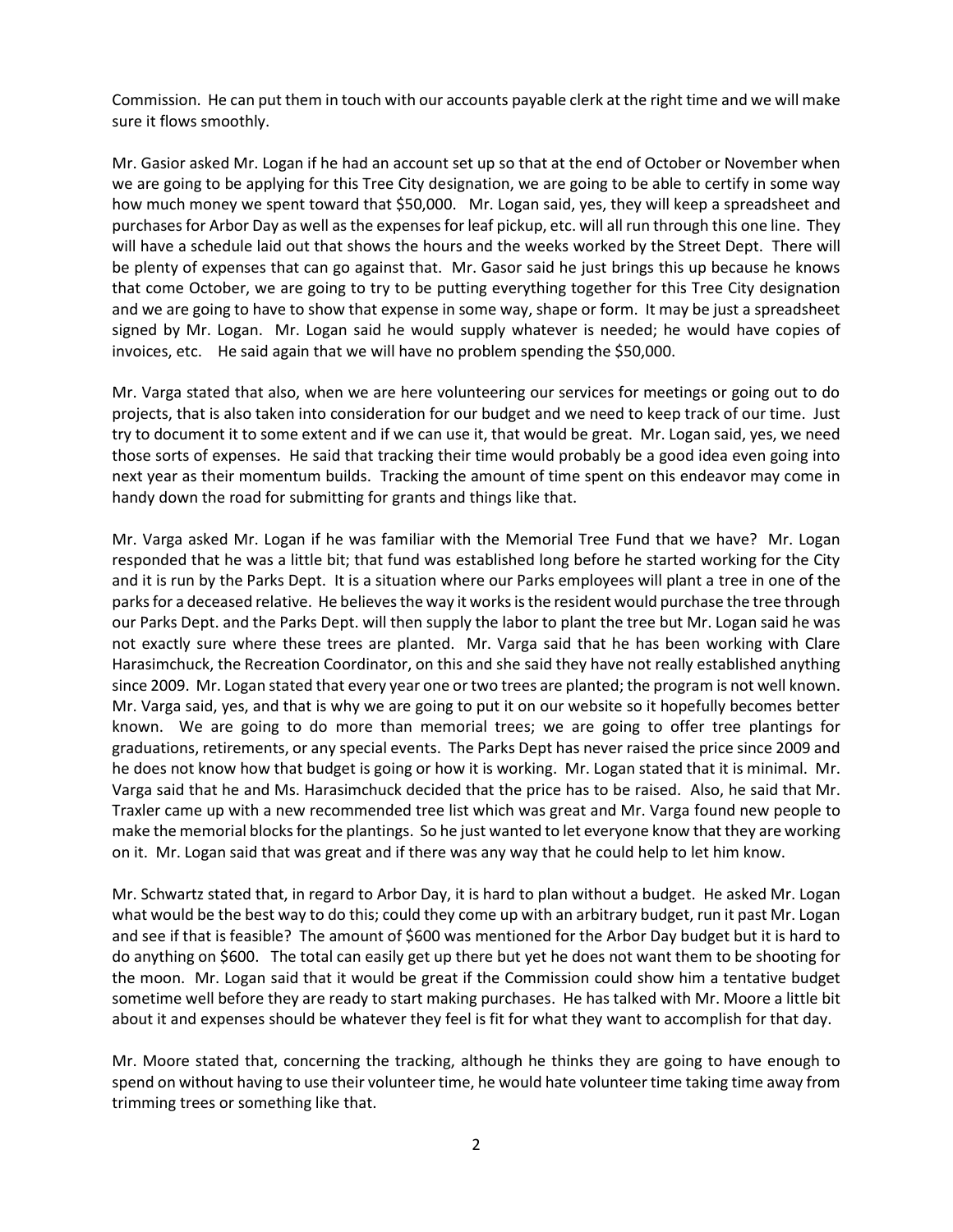Commission. He can put them in touch with our accounts payable clerk at the right time and we will make sure it flows smoothly.

Mr. Gasior asked Mr. Logan if he had an account set up so that at the end of October or November when we are going to be applying for this Tree City designation, we are going to be able to certify in some way how much money we spent toward that $50,000. Mr. Logan said, yes, they will keep a spreadsheet and purchases for Arbor Day as well as the expenses for leaf pickup, etc. will all run through this one line. They will have a schedule laid out that shows the hours and the weeks worked by the Street Dept. There will be plenty of expenses that can go against that. Mr. Gasor said he just brings this up because he knows that come October, we are going to try to be putting everything together for this Tree City designation and we are going to have to show that expense in some way, shape or form. It may be just a spreadsheet signed by Mr. Logan. Mr. Logan said he would supply whatever is needed; he would have copies of invoices, etc. He said again that we will have no problem spending the $50,000.

Mr. Varga stated that also, when we are here volunteering our services for meetings or going out to do projects, that is also taken into consideration for our budget and we need to keep track of our time. Just try to document it to some extent and if we can use it, that would be great. Mr. Logan said, yes, we need those sorts of expenses. He said that tracking their time would probably be a good idea even going into next year as their momentum builds. Tracking the amount of time spent on this endeavor may come in handy down the road for submitting for grants and things like that.

Mr. Varga asked Mr. Logan if he was familiar with the Memorial Tree Fund that we have? Mr. Logan responded that he was a little bit; that fund was established long before he started working for the City and it is run by the Parks Dept. It is a situation where our Parks employees will plant a tree in one of the parks for a deceased relative. He believes the way it works is the resident would purchase the tree through our Parks Dept. and the Parks Dept. will then supply the labor to plant the tree but Mr. Logan said he was not exactly sure where these trees are planted. Mr. Varga said that he has been working with Clare Harasimchuck, the Recreation Coordinator, on this and she said they have not really established anything since 2009. Mr. Logan stated that every year one or two trees are planted; the program is not well known. Mr. Varga said, yes, and that is why we are going to put it on our website so it hopefully becomes better known. We are going to do more than memorial trees; we are going to offer tree plantings for graduations, retirements, or any special events. The Parks Dept has never raised the price since 2009 and he does not know how that budget is going or how it is working. Mr. Logan stated that it is minimal. Mr. Varga said that he and Ms. Harasimchuck decided that the price has to be raised. Also, he said that Mr. Traxler came up with a new recommended tree list which was great and Mr. Varga found new people to make the memorial blocks for the plantings. So he just wanted to let everyone know that they are working on it. Mr. Logan said that was great and if there was any way that he could help to let him know.

Mr. Schwartz stated that, in regard to Arbor Day, it is hard to plan without a budget. He asked Mr. Logan what would be the best way to do this; could they come up with an arbitrary budget, run it past Mr. Logan and see if that is feasible? The amount of $600 was mentioned for the Arbor Day budget but it is hard to do anything on $600. The total can easily get up there but yet he does not want them to be shooting for the moon. Mr. Logan said that it would be great if the Commission could show him a tentative budget sometime well before they are ready to start making purchases. He has talked with Mr. Moore a little bit about it and expenses should be whatever they feel is fit for what they want to accomplish for that day.

Mr. Moore stated that, concerning the tracking, although he thinks they are going to have enough to spend on without having to use their volunteer time, he would hate volunteer time taking time away from trimming trees or something like that.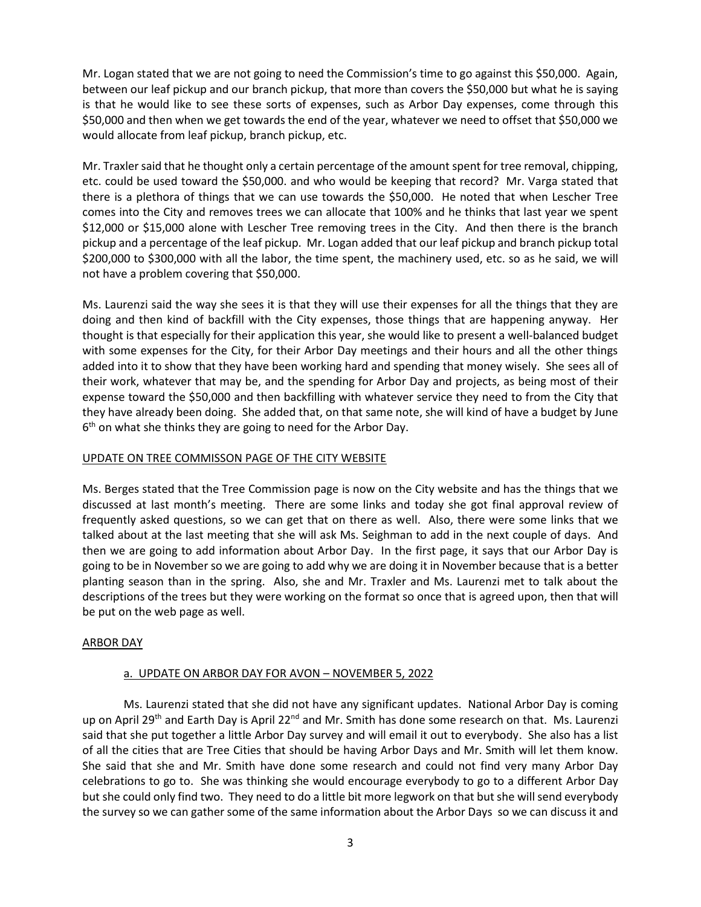Mr. Logan stated that we are not going to need the Commission's time to go against this $50,000. Again, between our leaf pickup and our branch pickup, that more than covers the $50,000 but what he is saying is that he would like to see these sorts of expenses, such as Arbor Day expenses, come through this $50,000 and then when we get towards the end of the year, whatever we need to offset that $50,000 we would allocate from leaf pickup, branch pickup, etc.

Mr. Traxler said that he thought only a certain percentage of the amount spent for tree removal, chipping, etc. could be used toward the $50,000. and who would be keeping that record? Mr. Varga stated that there is a plethora of things that we can use towards the $50,000. He noted that when Lescher Tree comes into the City and removes trees we can allocate that 100% and he thinks that last year we spent $12,000 or $15,000 alone with Lescher Tree removing trees in the City. And then there is the branch pickup and a percentage of the leaf pickup. Mr. Logan added that our leaf pickup and branch pickup total $200,000 to $300,000 with all the labor, the time spent, the machinery used, etc. so as he said, we will not have a problem covering that $50,000.

Ms. Laurenzi said the way she sees it is that they will use their expenses for all the things that they are doing and then kind of backfill with the City expenses, those things that are happening anyway. Her thought is that especially for their application this year, she would like to present a well-balanced budget with some expenses for the City, for their Arbor Day meetings and their hours and all the other things added into it to show that they have been working hard and spending that money wisely. She sees all of their work, whatever that may be, and the spending for Arbor Day and projects, as being most of their expense toward the $50,000 and then backfilling with whatever service they need to from the City that they have already been doing. She added that, on that same note, she will kind of have a budget by June 6th on what she thinks they are going to need for the Arbor Day.

## UPDATE ON TREE COMMISSON PAGE OF THE CITY WEBSITE

Ms. Berges stated that the Tree Commission page is now on the City website and has the things that we discussed at last month's meeting. There are some links and today she got final approval review of frequently asked questions, so we can get that on there as well. Also, there were some links that we talked about at the last meeting that she will ask Ms. Seighman to add in the next couple of days. And then we are going to add information about Arbor Day. In the first page, it says that our Arbor Day is going to be in November so we are going to add why we are doing it in November because that is a better planting season than in the spring. Also, she and Mr. Traxler and Ms. Laurenzi met to talk about the descriptions of the trees but they were working on the format so once that is agreed upon, then that will be put on the web page as well.

## ARBOR DAY

### a. UPDATE ON ARBOR DAY FOR AVON – NOVEMBER 5, 2022

Ms. Laurenzi stated that she did not have any significant updates. National Arbor Day is coming up on April 29th and Earth Day is April 22nd and Mr. Smith has done some research on that. Ms. Laurenzi said that she put together a little Arbor Day survey and will email it out to everybody. She also has a list of all the cities that are Tree Cities that should be having Arbor Days and Mr. Smith will let them know. She said that she and Mr. Smith have done some research and could not find very many Arbor Day celebrations to go to. She was thinking she would encourage everybody to go to a different Arbor Day but she could only find two. They need to do a little bit more legwork on that but she will send everybody the survey so we can gather some of the same information about the Arbor Days so we can discuss it and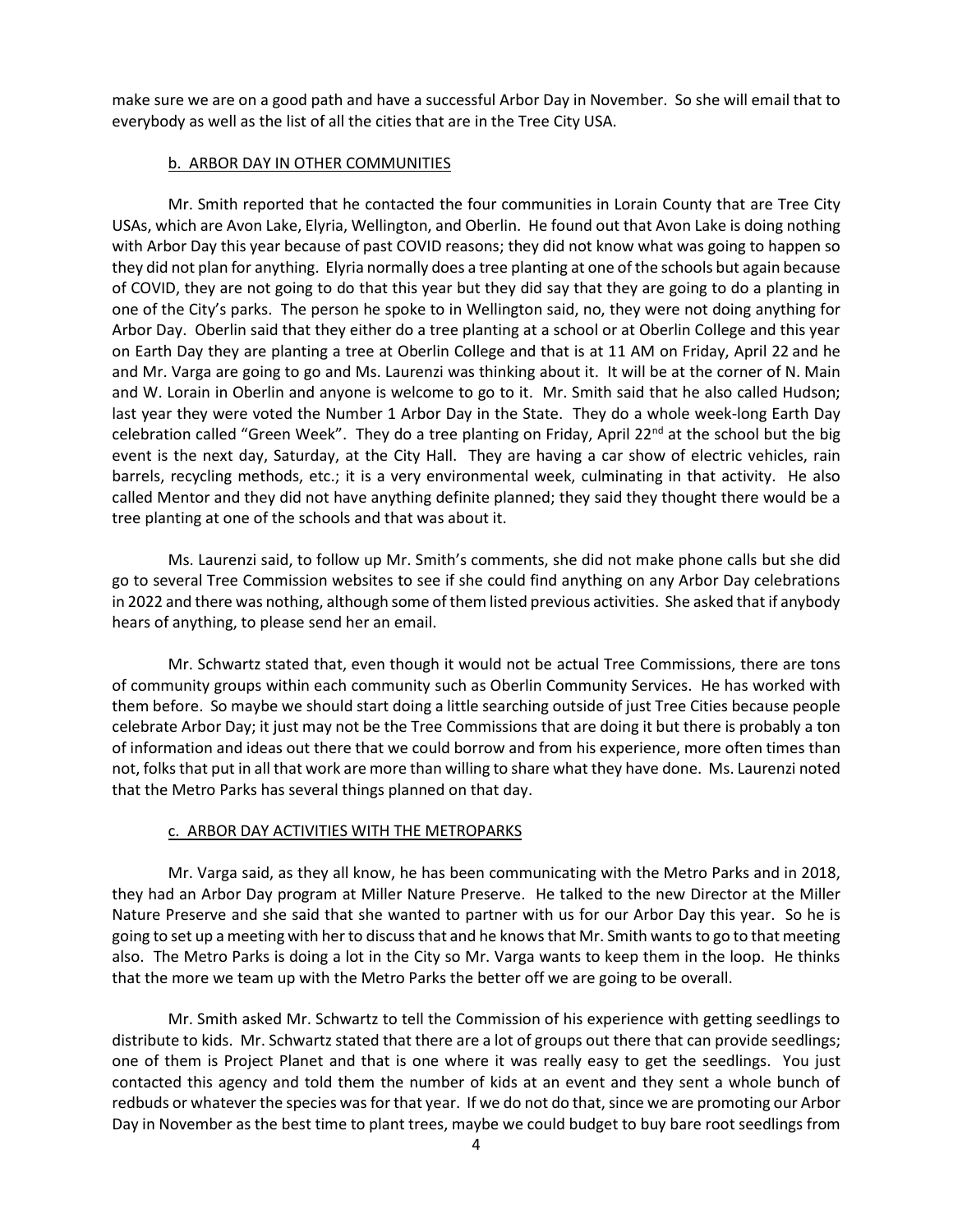make sure we are on a good path and have a successful Arbor Day in November. So she will email that to everybody as well as the list of all the cities that are in the Tree City USA.

### b. ARBOR DAY IN OTHER COMMUNITIES

Mr. Smith reported that he contacted the four communities in Lorain County that are Tree City USAs, which are Avon Lake, Elyria, Wellington, and Oberlin. He found out that Avon Lake is doing nothing with Arbor Day this year because of past COVID reasons; they did not know what was going to happen so they did not plan for anything. Elyria normally does a tree planting at one of the schools but again because of COVID, they are not going to do that this year but they did say that they are going to do a planting in one of the City's parks. The person he spoke to in Wellington said, no, they were not doing anything for Arbor Day. Oberlin said that they either do a tree planting at a school or at Oberlin College and this year on Earth Day they are planting a tree at Oberlin College and that is at 11 AM on Friday, April 22 and he and Mr. Varga are going to go and Ms. Laurenzi was thinking about it. It will be at the corner of N. Main and W. Lorain in Oberlin and anyone is welcome to go to it. Mr. Smith said that he also called Hudson; last year they were voted the Number 1 Arbor Day in the State. They do a whole week-long Earth Day celebration called "Green Week". They do a tree planting on Friday, April 22nd at the school but the big event is the next day, Saturday, at the City Hall. They are having a car show of electric vehicles, rain barrels, recycling methods, etc.; it is a very environmental week, culminating in that activity. He also called Mentor and they did not have anything definite planned; they said they thought there would be a tree planting at one of the schools and that was about it.

Ms. Laurenzi said, to follow up Mr. Smith's comments, she did not make phone calls but she did go to several Tree Commission websites to see if she could find anything on any Arbor Day celebrations in 2022 and there was nothing, although some of them listed previous activities. She asked that if anybody hears of anything, to please send her an email.

Mr. Schwartz stated that, even though it would not be actual Tree Commissions, there are tons of community groups within each community such as Oberlin Community Services. He has worked with them before. So maybe we should start doing a little searching outside of just Tree Cities because people celebrate Arbor Day; it just may not be the Tree Commissions that are doing it but there is probably a ton of information and ideas out there that we could borrow and from his experience, more often times than not, folks that put in all that work are more than willing to share what they have done. Ms. Laurenzi noted that the Metro Parks has several things planned on that day.

### c. ARBOR DAY ACTIVITIES WITH THE METROPARKS

Mr. Varga said, as they all know, he has been communicating with the Metro Parks and in 2018, they had an Arbor Day program at Miller Nature Preserve. He talked to the new Director at the Miller Nature Preserve and she said that she wanted to partner with us for our Arbor Day this year. So he is going to set up a meeting with her to discuss that and he knows that Mr. Smith wants to go to that meeting also. The Metro Parks is doing a lot in the City so Mr. Varga wants to keep them in the loop. He thinks that the more we team up with the Metro Parks the better off we are going to be overall.

Mr. Smith asked Mr. Schwartz to tell the Commission of his experience with getting seedlings to distribute to kids. Mr. Schwartz stated that there are a lot of groups out there that can provide seedlings; one of them is Project Planet and that is one where it was really easy to get the seedlings. You just contacted this agency and told them the number of kids at an event and they sent a whole bunch of redbuds or whatever the species was for that year. If we do not do that, since we are promoting our Arbor Day in November as the best time to plant trees, maybe we could budget to buy bare root seedlings from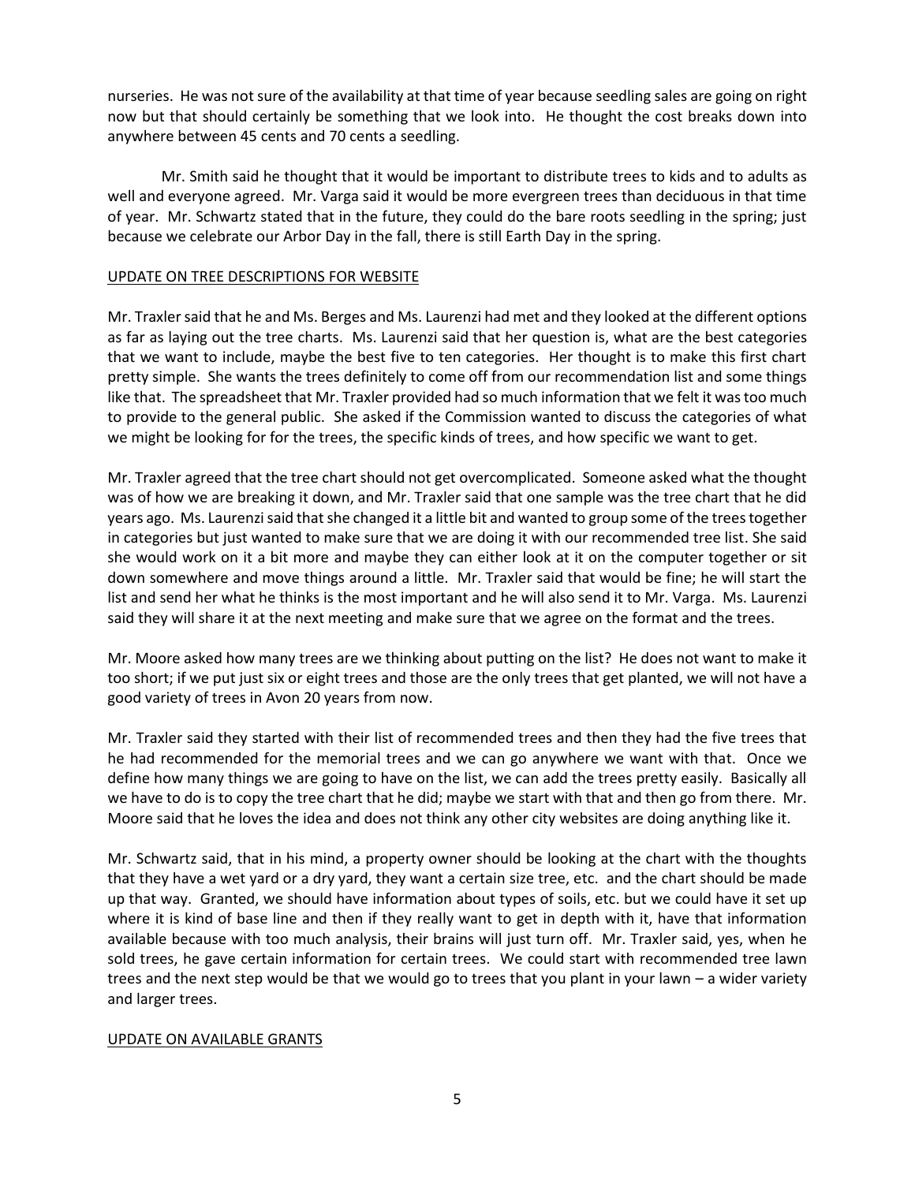nurseries. He was not sure of the availability at that time of year because seedling sales are going on right now but that should certainly be something that we look into. He thought the cost breaks down into anywhere between 45 cents and 70 cents a seedling.

Mr. Smith said he thought that it would be important to distribute trees to kids and to adults as well and everyone agreed. Mr. Varga said it would be more evergreen trees than deciduous in that time of year. Mr. Schwartz stated that in the future, they could do the bare roots seedling in the spring; just because we celebrate our Arbor Day in the fall, there is still Earth Day in the spring.

UPDATE ON TREE DESCRIPTIONS FOR WEBSITE

Mr. Traxler said that he and Ms. Berges and Ms. Laurenzi had met and they looked at the different options as far as laying out the tree charts. Ms. Laurenzi said that her question is, what are the best categories that we want to include, maybe the best five to ten categories. Her thought is to make this first chart pretty simple. She wants the trees definitely to come off from our recommendation list and some things like that. The spreadsheet that Mr. Traxler provided had so much information that we felt it was too much to provide to the general public. She asked if the Commission wanted to discuss the categories of what we might be looking for for the trees, the specific kinds of trees, and how specific we want to get.

Mr. Traxler agreed that the tree chart should not get overcomplicated. Someone asked what the thought was of how we are breaking it down, and Mr. Traxler said that one sample was the tree chart that he did years ago. Ms. Laurenzi said that she changed it a little bit and wanted to group some of the trees together in categories but just wanted to make sure that we are doing it with our recommended tree list. She said she would work on it a bit more and maybe they can either look at it on the computer together or sit down somewhere and move things around a little. Mr. Traxler said that would be fine; he will start the list and send her what he thinks is the most important and he will also send it to Mr. Varga. Ms. Laurenzi said they will share it at the next meeting and make sure that we agree on the format and the trees.

Mr. Moore asked how many trees are we thinking about putting on the list? He does not want to make it too short; if we put just six or eight trees and those are the only trees that get planted, we will not have a good variety of trees in Avon 20 years from now.

Mr. Traxler said they started with their list of recommended trees and then they had the five trees that he had recommended for the memorial trees and we can go anywhere we want with that. Once we define how many things we are going to have on the list, we can add the trees pretty easily. Basically all we have to do is to copy the tree chart that he did; maybe we start with that and then go from there. Mr. Moore said that he loves the idea and does not think any other city websites are doing anything like it.

Mr. Schwartz said, that in his mind, a property owner should be looking at the chart with the thoughts that they have a wet yard or a dry yard, they want a certain size tree, etc. and the chart should be made up that way. Granted, we should have information about types of soils, etc. but we could have it set up where it is kind of base line and then if they really want to get in depth with it, have that information available because with too much analysis, their brains will just turn off. Mr. Traxler said, yes, when he sold trees, he gave certain information for certain trees. We could start with recommended tree lawn trees and the next step would be that we would go to trees that you plant in your lawn – a wider variety and larger trees.

UPDATE ON AVAILABLE GRANTS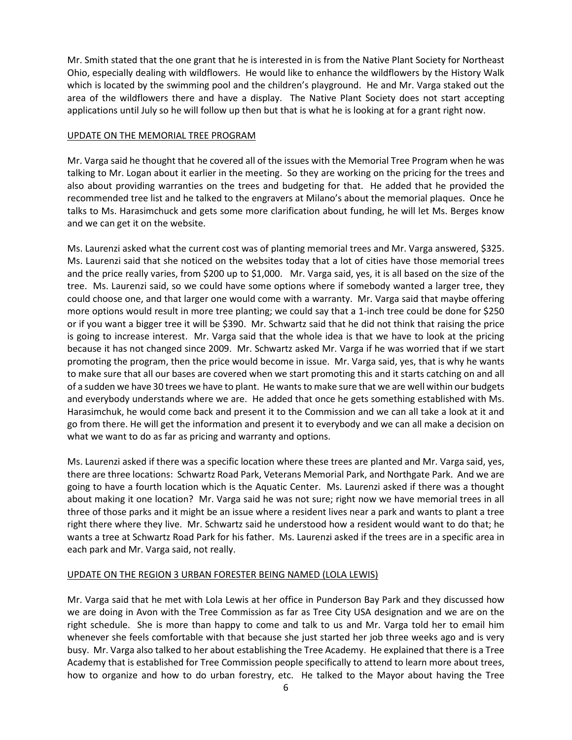Mr. Smith stated that the one grant that he is interested in is from the Native Plant Society for Northeast Ohio, especially dealing with wildflowers. He would like to enhance the wildflowers by the History Walk which is located by the swimming pool and the children's playground. He and Mr. Varga staked out the area of the wildflowers there and have a display. The Native Plant Society does not start accepting applications until July so he will follow up then but that is what he is looking at for a grant right now.

UPDATE ON THE MEMORIAL TREE PROGRAM

Mr. Varga said he thought that he covered all of the issues with the Memorial Tree Program when he was talking to Mr. Logan about it earlier in the meeting. So they are working on the pricing for the trees and also about providing warranties on the trees and budgeting for that. He added that he provided the recommended tree list and he talked to the engravers at Milano's about the memorial plaques. Once he talks to Ms. Harasimchuck and gets some more clarification about funding, he will let Ms. Berges know and we can get it on the website.

Ms. Laurenzi asked what the current cost was of planting memorial trees and Mr. Varga answered, $325. Ms. Laurenzi said that she noticed on the websites today that a lot of cities have those memorial trees and the price really varies, from $200 up to $1,000. Mr. Varga said, yes, it is all based on the size of the tree. Ms. Laurenzi said, so we could have some options where if somebody wanted a larger tree, they could choose one, and that larger one would come with a warranty. Mr. Varga said that maybe offering more options would result in more tree planting; we could say that a 1-inch tree could be done for $250 or if you want a bigger tree it will be $390. Mr. Schwartz said that he did not think that raising the price is going to increase interest. Mr. Varga said that the whole idea is that we have to look at the pricing because it has not changed since 2009. Mr. Schwartz asked Mr. Varga if he was worried that if we start promoting the program, then the price would become in issue. Mr. Varga said, yes, that is why he wants to make sure that all our bases are covered when we start promoting this and it starts catching on and all of a sudden we have 30 trees we have to plant. He wants to make sure that we are well within our budgets and everybody understands where we are. He added that once he gets something established with Ms. Harasimchuk, he would come back and present it to the Commission and we can all take a look at it and go from there. He will get the information and present it to everybody and we can all make a decision on what we want to do as far as pricing and warranty and options.

Ms. Laurenzi asked if there was a specific location where these trees are planted and Mr. Varga said, yes, there are three locations: Schwartz Road Park, Veterans Memorial Park, and Northgate Park. And we are going to have a fourth location which is the Aquatic Center. Ms. Laurenzi asked if there was a thought about making it one location? Mr. Varga said he was not sure; right now we have memorial trees in all three of those parks and it might be an issue where a resident lives near a park and wants to plant a tree right there where they live. Mr. Schwartz said he understood how a resident would want to do that; he wants a tree at Schwartz Road Park for his father. Ms. Laurenzi asked if the trees are in a specific area in each park and Mr. Varga said, not really.

UPDATE ON THE REGION 3 URBAN FORESTER BEING NAMED (LOLA LEWIS)

Mr. Varga said that he met with Lola Lewis at her office in Punderson Bay Park and they discussed how we are doing in Avon with the Tree Commission as far as Tree City USA designation and we are on the right schedule. She is more than happy to come and talk to us and Mr. Varga told her to email him whenever she feels comfortable with that because she just started her job three weeks ago and is very busy. Mr. Varga also talked to her about establishing the Tree Academy. He explained that there is a Tree Academy that is established for Tree Commission people specifically to attend to learn more about trees, how to organize and how to do urban forestry, etc. He talked to the Mayor about having the Tree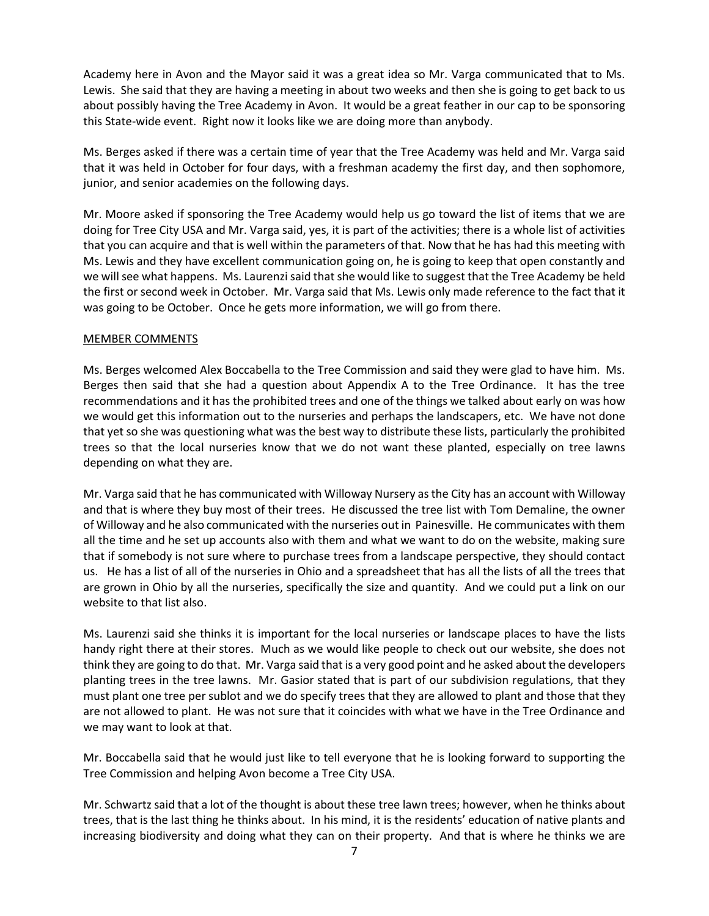Academy here in Avon and the Mayor said it was a great idea so Mr. Varga communicated that to Ms. Lewis. She said that they are having a meeting in about two weeks and then she is going to get back to us about possibly having the Tree Academy in Avon. It would be a great feather in our cap to be sponsoring this State-wide event. Right now it looks like we are doing more than anybody.

Ms. Berges asked if there was a certain time of year that the Tree Academy was held and Mr. Varga said that it was held in October for four days, with a freshman academy the first day, and then sophomore, junior, and senior academies on the following days.

Mr. Moore asked if sponsoring the Tree Academy would help us go toward the list of items that we are doing for Tree City USA and Mr. Varga said, yes, it is part of the activities; there is a whole list of activities that you can acquire and that is well within the parameters of that. Now that he has had this meeting with Ms. Lewis and they have excellent communication going on, he is going to keep that open constantly and we will see what happens. Ms. Laurenzi said that she would like to suggest that the Tree Academy be held the first or second week in October. Mr. Varga said that Ms. Lewis only made reference to the fact that it was going to be October. Once he gets more information, we will go from there.

MEMBER COMMENTS

Ms. Berges welcomed Alex Boccabella to the Tree Commission and said they were glad to have him. Ms. Berges then said that she had a question about Appendix A to the Tree Ordinance. It has the tree recommendations and it has the prohibited trees and one of the things we talked about early on was how we would get this information out to the nurseries and perhaps the landscapers, etc. We have not done that yet so she was questioning what was the best way to distribute these lists, particularly the prohibited trees so that the local nurseries know that we do not want these planted, especially on tree lawns depending on what they are.

Mr. Varga said that he has communicated with Willoway Nursery as the City has an account with Willoway and that is where they buy most of their trees. He discussed the tree list with Tom Demaline, the owner of Willoway and he also communicated with the nurseries out in Painesville. He communicates with them all the time and he set up accounts also with them and what we want to do on the website, making sure that if somebody is not sure where to purchase trees from a landscape perspective, they should contact us. He has a list of all of the nurseries in Ohio and a spreadsheet that has all the lists of all the trees that are grown in Ohio by all the nurseries, specifically the size and quantity. And we could put a link on our website to that list also.

Ms. Laurenzi said she thinks it is important for the local nurseries or landscape places to have the lists handy right there at their stores. Much as we would like people to check out our website, she does not think they are going to do that. Mr. Varga said that is a very good point and he asked about the developers planting trees in the tree lawns. Mr. Gasior stated that is part of our subdivision regulations, that they must plant one tree per sublot and we do specify trees that they are allowed to plant and those that they are not allowed to plant. He was not sure that it coincides with what we have in the Tree Ordinance and we may want to look at that.

Mr. Boccabella said that he would just like to tell everyone that he is looking forward to supporting the Tree Commission and helping Avon become a Tree City USA.

Mr. Schwartz said that a lot of the thought is about these tree lawn trees; however, when he thinks about trees, that is the last thing he thinks about. In his mind, it is the residents' education of native plants and increasing biodiversity and doing what they can on their property. And that is where he thinks we are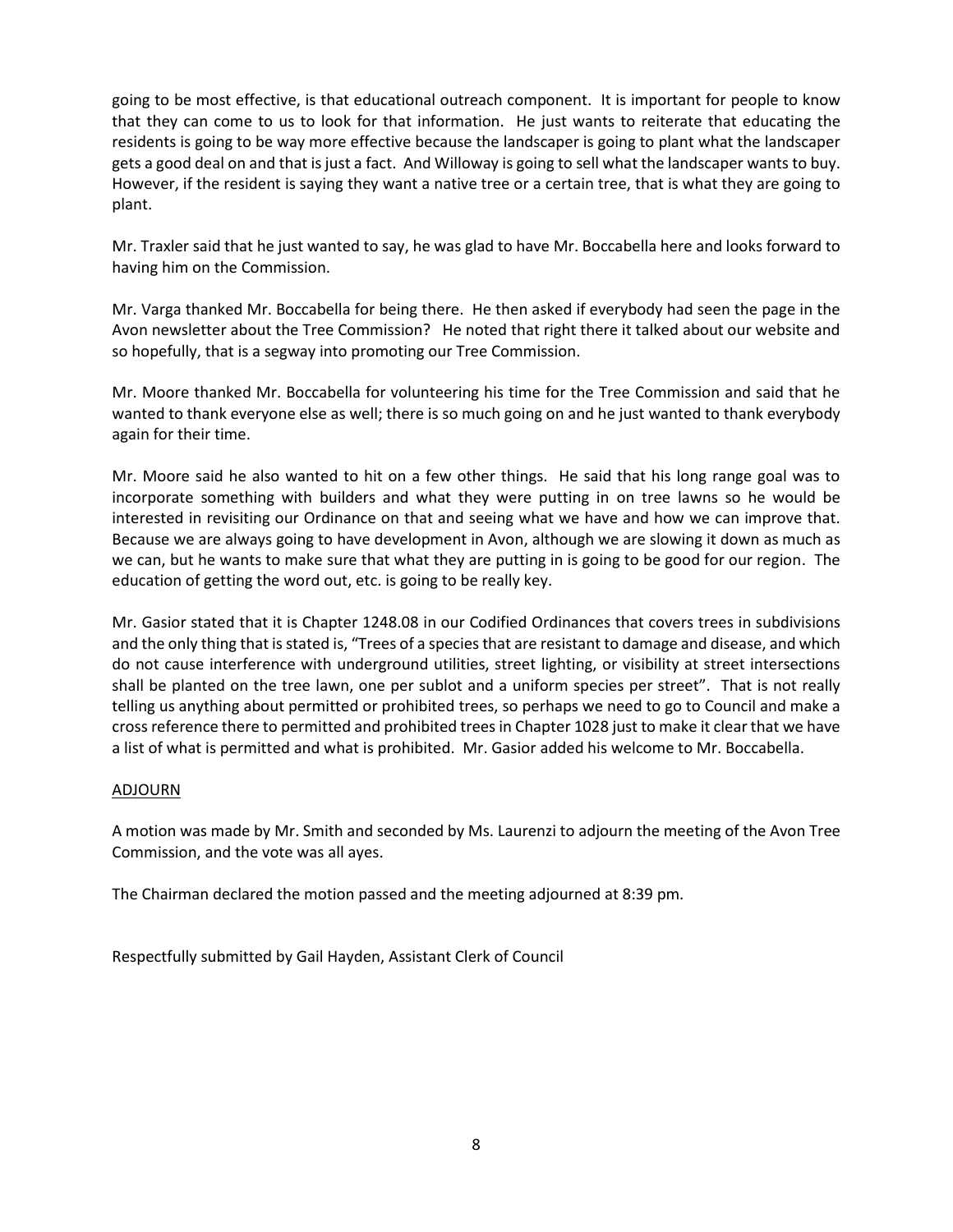going to be most effective, is that educational outreach component. It is important for people to know that they can come to us to look for that information. He just wants to reiterate that educating the residents is going to be way more effective because the landscaper is going to plant what the landscaper gets a good deal on and that is just a fact. And Willoway is going to sell what the landscaper wants to buy. However, if the resident is saying they want a native tree or a certain tree, that is what they are going to plant.

Mr. Traxler said that he just wanted to say, he was glad to have Mr. Boccabella here and looks forward to having him on the Commission.

Mr. Varga thanked Mr. Boccabella for being there. He then asked if everybody had seen the page in the Avon newsletter about the Tree Commission? He noted that right there it talked about our website and so hopefully, that is a segway into promoting our Tree Commission.

Mr. Moore thanked Mr. Boccabella for volunteering his time for the Tree Commission and said that he wanted to thank everyone else as well; there is so much going on and he just wanted to thank everybody again for their time.

Mr. Moore said he also wanted to hit on a few other things. He said that his long range goal was to incorporate something with builders and what they were putting in on tree lawns so he would be interested in revisiting our Ordinance on that and seeing what we have and how we can improve that. Because we are always going to have development in Avon, although we are slowing it down as much as we can, but he wants to make sure that what they are putting in is going to be good for our region. The education of getting the word out, etc. is going to be really key.

Mr. Gasior stated that it is Chapter 1248.08 in our Codified Ordinances that covers trees in subdivisions and the only thing that is stated is, "Trees of a species that are resistant to damage and disease, and which do not cause interference with underground utilities, street lighting, or visibility at street intersections shall be planted on the tree lawn, one per sublot and a uniform species per street". That is not really telling us anything about permitted or prohibited trees, so perhaps we need to go to Council and make a cross reference there to permitted and prohibited trees in Chapter 1028 just to make it clear that we have a list of what is permitted and what is prohibited. Mr. Gasior added his welcome to Mr. Boccabella.

## ADJOURN

A motion was made by Mr. Smith and seconded by Ms. Laurenzi to adjourn the meeting of the Avon Tree Commission, and the vote was all ayes.

The Chairman declared the motion passed and the meeting adjourned at 8:39 pm.

Respectfully submitted by Gail Hayden, Assistant Clerk of Council